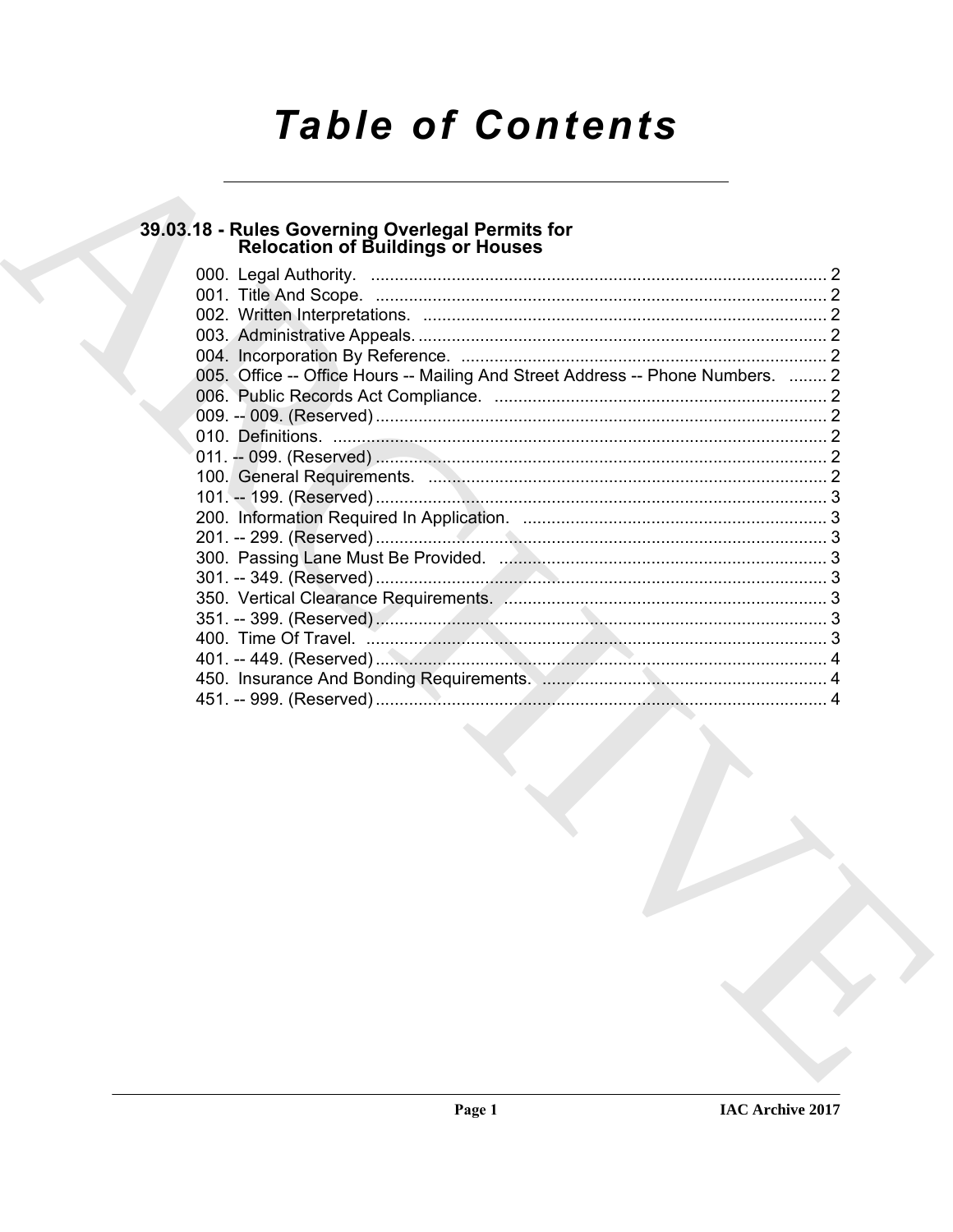# Table of Contents

## 39.03.18 - Rules Governing Overlegal Permits for Relocation of Buildings or Houses

000. Legal Authority. ........ 2
001. Title And Scope. ........ 2
002. Written Interpretations. ........ 2
003. Administrative Appeals. ........ 2
004. Incorporation By Reference. ........ 2
005. Office -- Office Hours -- Mailing And Street Address -- Phone Numbers. ........ 2
006. Public Records Act Compliance. ........ 2
009. -- 009. (Reserved) ........ 2
010. Definitions. ........ 2
011. -- 099. (Reserved) ........ 2
100. General Requirements. ........ 2
101. -- 199. (Reserved) ........ 3
200. Information Required In Application. ........ 3
201. -- 299. (Reserved) ........ 3
300. Passing Lane Must Be Provided. ........ 3
301. -- 349. (Reserved) ........ 3
350. Vertical Clearance Requirements. ........ 3
351. -- 399. (Reserved) ........ 3
400. Time Of Travel. ........ 3
401. -- 449. (Reserved) ........ 4
450. Insurance And Bonding Requirements. ........ 4
451. -- 999. (Reserved) ........ 4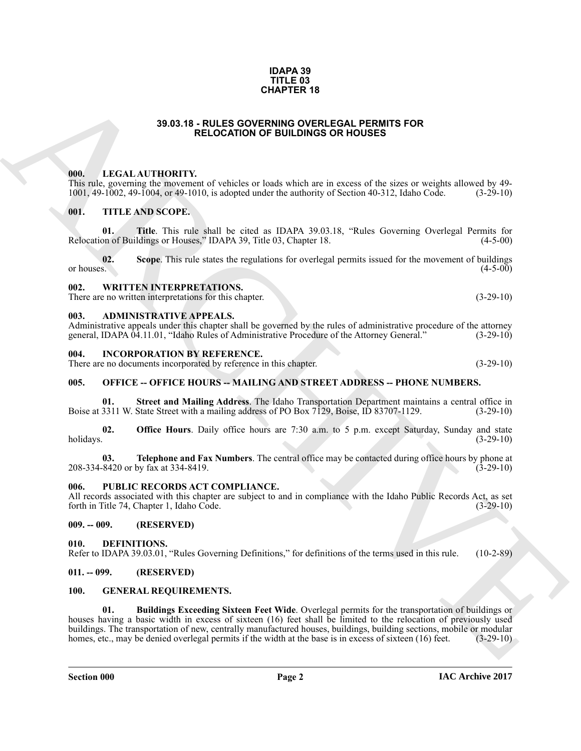**IDAPA 39**
**TITLE 03**
**CHAPTER 18**

# 39.03.18 - RULES GOVERNING OVERLEGAL PERMITS FOR RELOCATION OF BUILDINGS OR HOUSES

## 000. LEGAL AUTHORITY.

This rule, governing the movement of vehicles or loads which are in excess of the sizes or weights allowed by 49-1001, 49-1002, 49-1004, or 49-1010, is adopted under the authority of Section 40-312, Idaho Code. (3-29-10)

## 001. TITLE AND SCOPE.

**01. Title**. This rule shall be cited as IDAPA 39.03.18, "Rules Governing Overlegal Permits for Relocation of Buildings or Houses," IDAPA 39, Title 03, Chapter 18. (4-5-00)

**02. Scope**. This rule states the regulations for overlegal permits issued for the movement of buildings or houses. (4-5-00)

## 002. WRITTEN INTERPRETATIONS.

There are no written interpretations for this chapter. (3-29-10)

## 003. ADMINISTRATIVE APPEALS.

Administrative appeals under this chapter shall be governed by the rules of administrative procedure of the attorney general, IDAPA 04.11.01, "Idaho Rules of Administrative Procedure of the Attorney General." (3-29-10)

## 004. INCORPORATION BY REFERENCE.

There are no documents incorporated by reference in this chapter. (3-29-10)

## 005. OFFICE -- OFFICE HOURS -- MAILING AND STREET ADDRESS -- PHONE NUMBERS.

**01. Street and Mailing Address**. The Idaho Transportation Department maintains a central office in Boise at 3311 W. State Street with a mailing address of PO Box 7129, Boise, ID 83707-1129. (3-29-10)

**02. Office Hours**. Daily office hours are 7:30 a.m. to 5 p.m. except Saturday, Sunday and state holidays. (3-29-10)

**03. Telephone and Fax Numbers**. The central office may be contacted during office hours by phone at 208-334-8420 or by fax at 334-8419. (3-29-10)

## 006. PUBLIC RECORDS ACT COMPLIANCE.

All records associated with this chapter are subject to and in compliance with the Idaho Public Records Act, as set forth in Title 74, Chapter 1, Idaho Code. (3-29-10)

## 009. -- 009. (RESERVED)

## 010. DEFINITIONS.

Refer to IDAPA 39.03.01, "Rules Governing Definitions," for definitions of the terms used in this rule. (10-2-89)

## 011. -- 099. (RESERVED)

## 100. GENERAL REQUIREMENTS.

**01. Buildings Exceeding Sixteen Feet Wide**. Overlegal permits for the transportation of buildings or houses having a basic width in excess of sixteen (16) feet shall be limited to the relocation of previously used buildings. The transportation of new, centrally manufactured houses, buildings, building sections, mobile or modular homes, etc., may be denied overlegal permits if the width at the base is in excess of sixteen (16) feet. (3-29-10)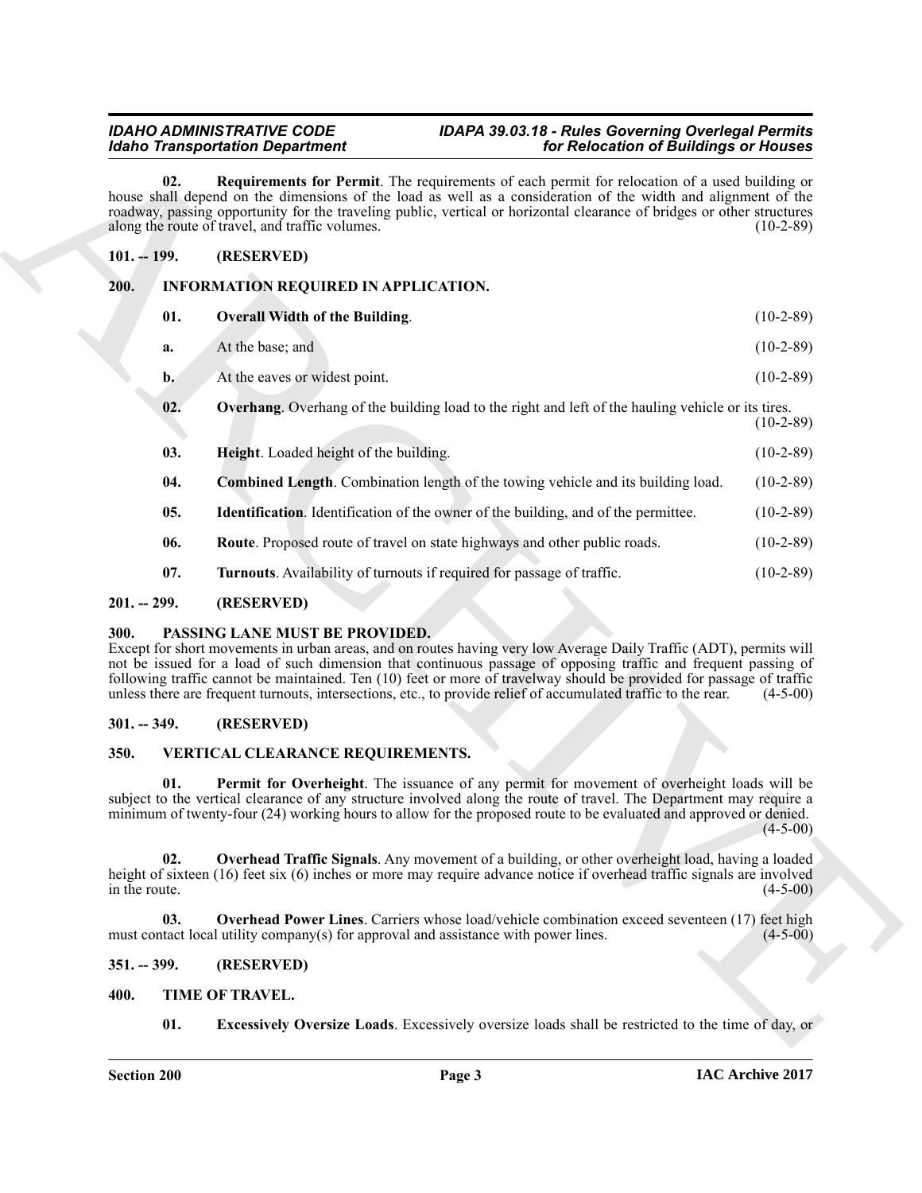**02. Requirements for Permit**. The requirements of each permit for relocation of a used building or house shall depend on the dimensions of the load as well as a consideration of the width and alignment of the roadway, passing opportunity for the traveling public, vertical or horizontal clearance of bridges or other structures along the route of travel, and traffic volumes. (10-2-89)

## 101. -- 199. (RESERVED)

## 200. INFORMATION REQUIRED IN APPLICATION.

**01. Overall Width of the Building**. (10-2-89)

a. At the base; and (10-2-89)

b. At the eaves or widest point. (10-2-89)

**02. Overhang**. Overhang of the building load to the right and left of the hauling vehicle or its tires. (10-2-89)

**03. Height**. Loaded height of the building. (10-2-89)

**04. Combined Length**. Combination length of the towing vehicle and its building load. (10-2-89)

**05. Identification**. Identification of the owner of the building, and of the permittee. (10-2-89)

**06. Route**. Proposed route of travel on state highways and other public roads. (10-2-89)

**07. Turnouts**. Availability of turnouts if required for passage of traffic. (10-2-89)

## 201. -- 299. (RESERVED)

## 300. PASSING LANE MUST BE PROVIDED.

Except for short movements in urban areas, and on routes having very low Average Daily Traffic (ADT), permits will not be issued for a load of such dimension that continuous passage of opposing traffic and frequent passing of following traffic cannot be maintained. Ten (10) feet or more of travelway should be provided for passage of traffic unless there are frequent turnouts, intersections, etc., to provide relief of accumulated traffic to the rear. (4-5-00)

## 301. -- 349. (RESERVED)

## 350. VERTICAL CLEARANCE REQUIREMENTS.

**01. Permit for Overheight**. The issuance of any permit for movement of overheight loads will be subject to the vertical clearance of any structure involved along the route of travel. The Department may require a minimum of twenty-four (24) working hours to allow for the proposed route to be evaluated and approved or denied. (4-5-00)

**02. Overhead Traffic Signals**. Any movement of a building, or other overheight load, having a loaded height of sixteen (16) feet six (6) inches or more may require advance notice if overhead traffic signals are involved in the route. (4-5-00)

**03. Overhead Power Lines**. Carriers whose load/vehicle combination exceed seventeen (17) feet high must contact local utility company(s) for approval and assistance with power lines. (4-5-00)

## 351. -- 399. (RESERVED)

## 400. TIME OF TRAVEL.

**01. Excessively Oversize Loads**. Excessively oversize loads shall be restricted to the time of day, or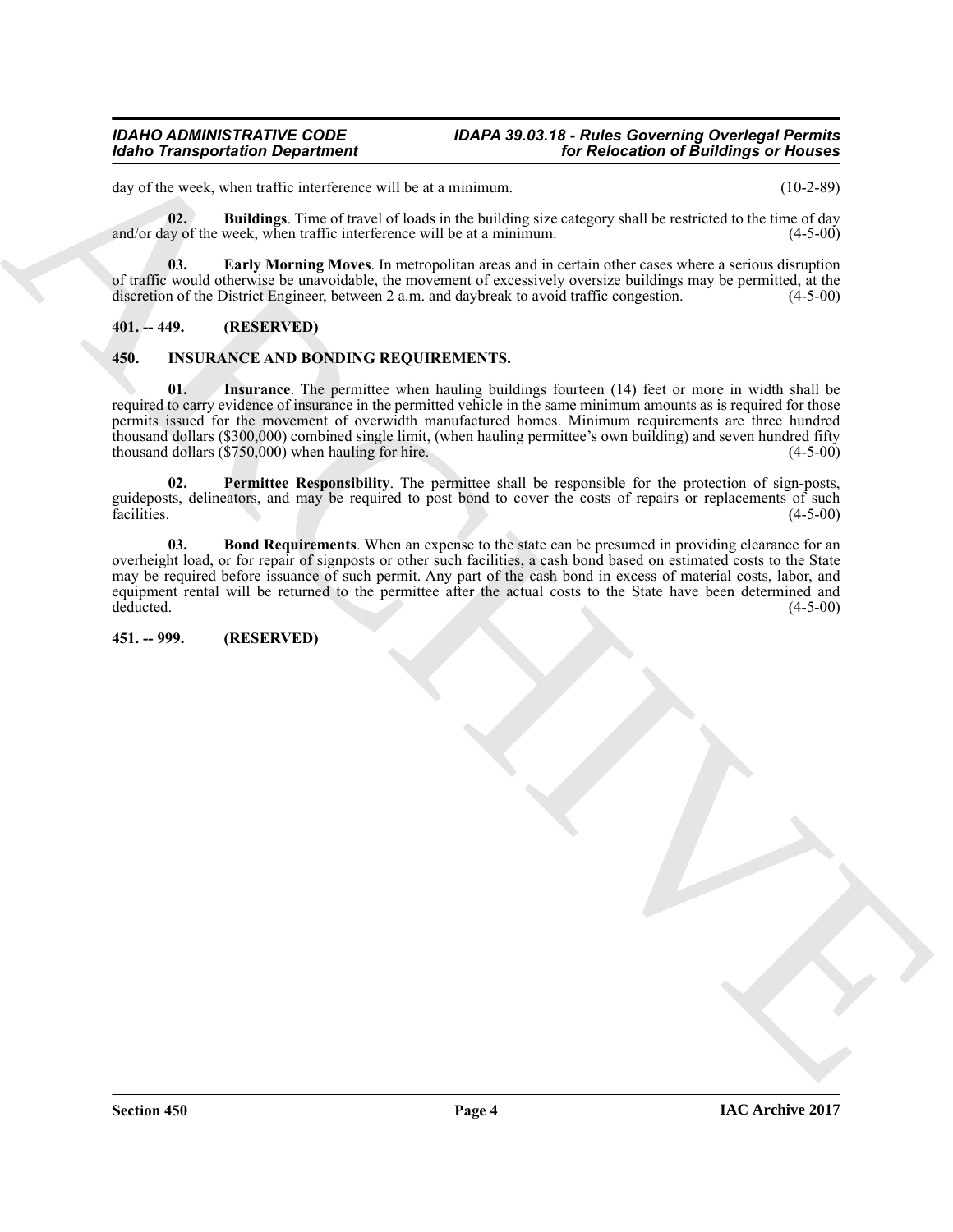day of the week, when traffic interference will be at a minimum. (10-2-89)

**02. Buildings**. Time of travel of loads in the building size category shall be restricted to the time of day and/or day of the week, when traffic interference will be at a minimum. (4-5-00)

**03. Early Morning Moves**. In metropolitan areas and in certain other cases where a serious disruption of traffic would otherwise be unavoidable, the movement of excessively oversize buildings may be permitted, at the discretion of the District Engineer, between 2 a.m. and daybreak to avoid traffic congestion. (4-5-00)

## 401. -- 449. (RESERVED)

## 450. INSURANCE AND BONDING REQUIREMENTS.

**01. Insurance**. The permittee when hauling buildings fourteen (14) feet or more in width shall be required to carry evidence of insurance in the permitted vehicle in the same minimum amounts as is required for those permits issued for the movement of overwidth manufactured homes. Minimum requirements are three hundred thousand dollars ($300,000) combined single limit, (when hauling permittee's own building) and seven hundred fifty thousand dollars ($750,000) when hauling for hire. (4-5-00)

**02. Permittee Responsibility**. The permittee shall be responsible for the protection of sign-posts, guideposts, delineators, and may be required to post bond to cover the costs of repairs or replacements of such facilities. (4-5-00)

**03. Bond Requirements**. When an expense to the state can be presumed in providing clearance for an overheight load, or for repair of signposts or other such facilities, a cash bond based on estimated costs to the State may be required before issuance of such permit. Any part of the cash bond in excess of material costs, labor, and equipment rental will be returned to the permittee after the actual costs to the State have been determined and deducted. (4-5-00)

## 451. -- 999. (RESERVED)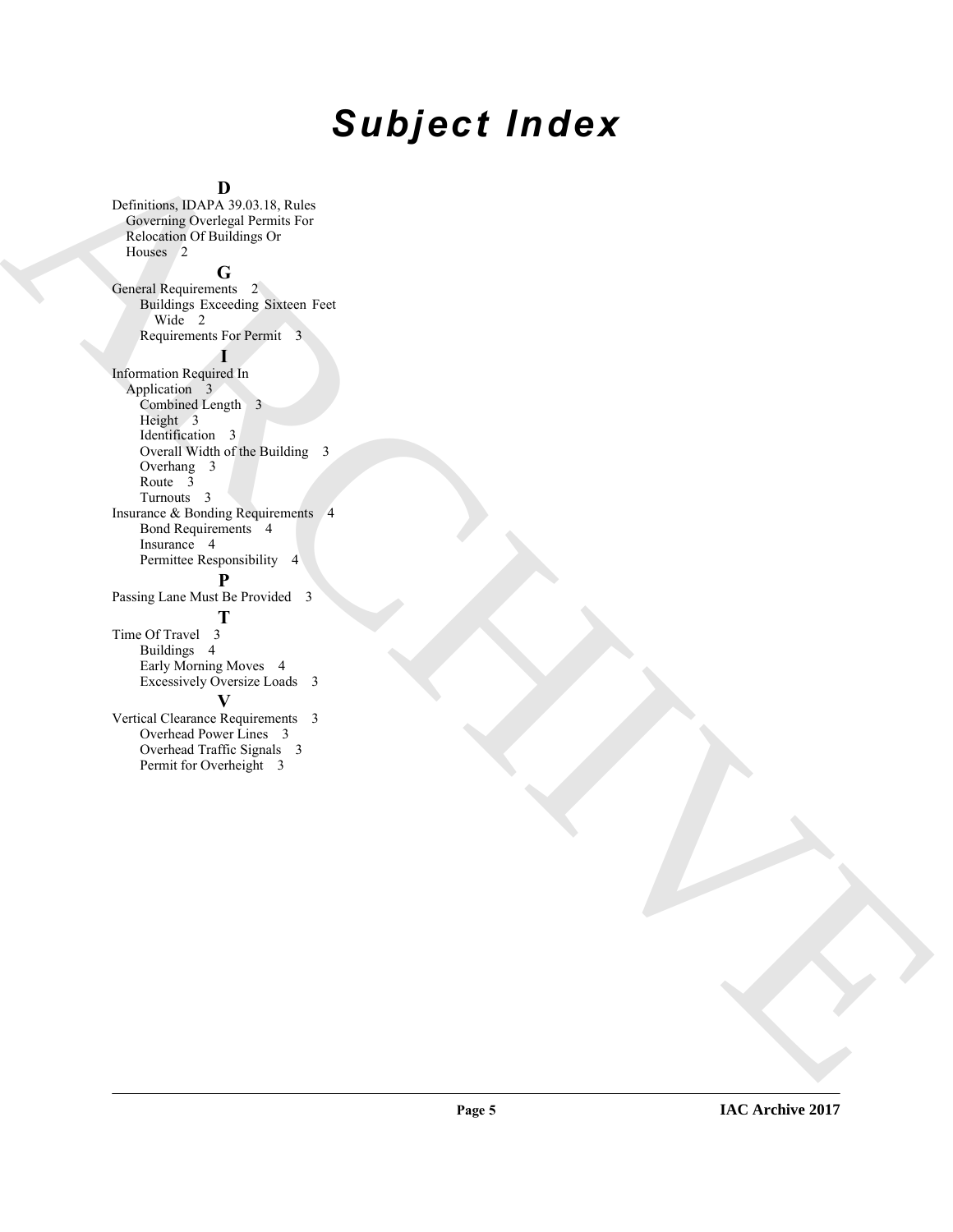# *Subject Index*

**D**

Definitions, IDAPA 39.03.18, Rules Governing Overlegal Permits For Relocation Of Buildings Or Houses 2

**G**

General Requirements 2
- Buildings Exceeding Sixteen Feet Wide 2
- Requirements For Permit 3

**I**

Information Required In Application 3
- Combined Length 3
- Height 3
- Identification 3
- Overall Width of the Building 3
- Overhang 3
- Route 3
- Turnouts 3

Insurance & Bonding Requirements 4
- Bond Requirements 4
- Insurance 4
- Permittee Responsibility 4

**P**

Passing Lane Must Be Provided 3

**T**

Time Of Travel 3
- Buildings 4
- Early Morning Moves 4
- Excessively Oversize Loads 3

**V**

Vertical Clearance Requirements 3
- Overhead Power Lines 3
- Overhead Traffic Signals 3
- Permit for Overheight 3